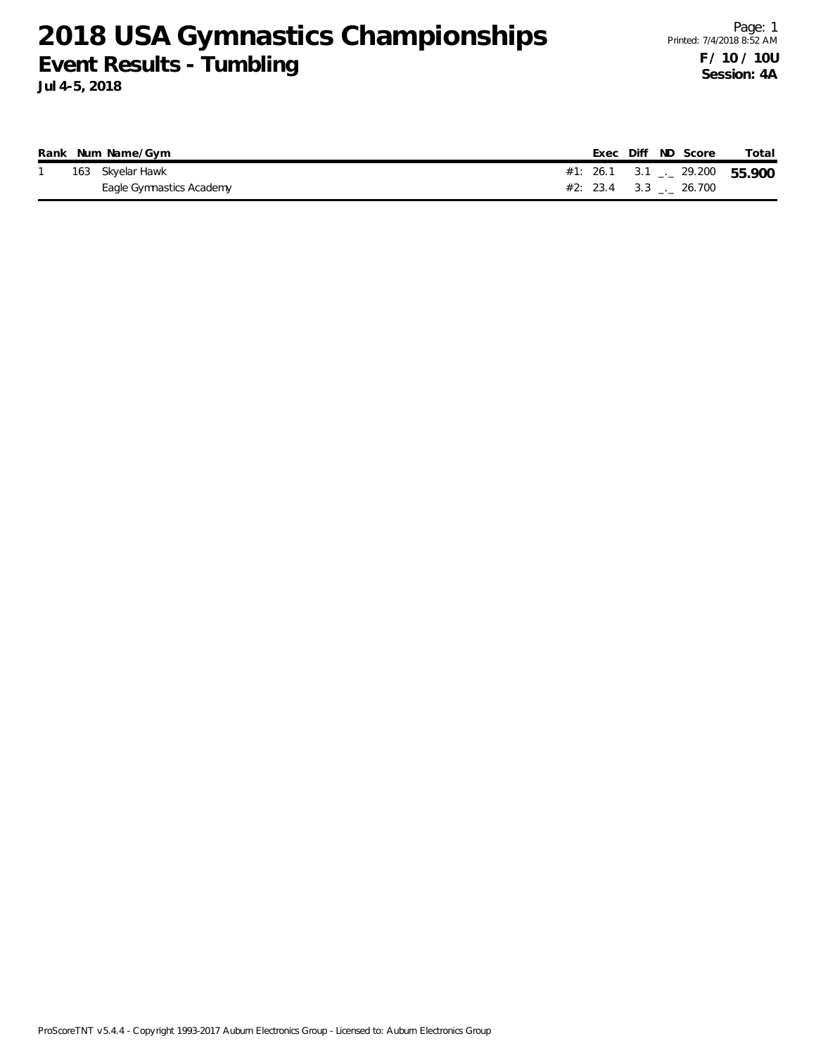# 2018 USA Gymnastics Championships

## Event Results - Tumbling

**Jul 4-5, 2018**

**F / 10 / 10U**
**Session: 4A**

| Rank | Num | Name/Gym | | Exec | Diff | ND | Score | Total |
|---|---|---|---|---|---|---|---|---|
| 1 | 163 | Skyelar Hawk | #1: | 26.1 | 3.1 | _._ | 29.200 | **55.900** |
| | | Eagle Gymnastics Academy | #2: | 23.4 | 3.3 | _._ | 26.700 | |

ProScoreTNT v5.4.4 - Copyright 1993-2017 Auburn Electronics Group - Licensed to: Auburn Electronics Group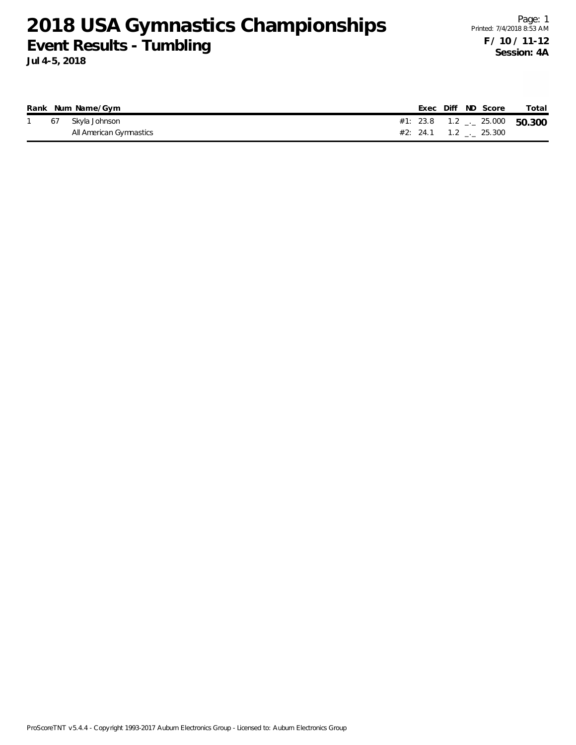# 2018 USA Gymnastics Championships

## Event Results - Tumbling

**Jul 4-5, 2018**

Printed: 7/4/2018 8:53 AM

**F / 10 / 11-12**
**Session: 4A**

| Rank | Num | Name/Gym | | Exec | Diff | ND | Score | Total |
|---|---|---|---|---|---|---|---|---|
| 1 | 67 | Skyla Johnson | #1: | 23.8 | 1.2 | _._ | 25.000 | **50.300** |
| | | All American Gymnastics | #2: | 24.1 | 1.2 | _._ | 25.300 | |

ProScoreTNT v5.4.4 - Copyright 1993-2017 Auburn Electronics Group - Licensed to: Auburn Electronics Group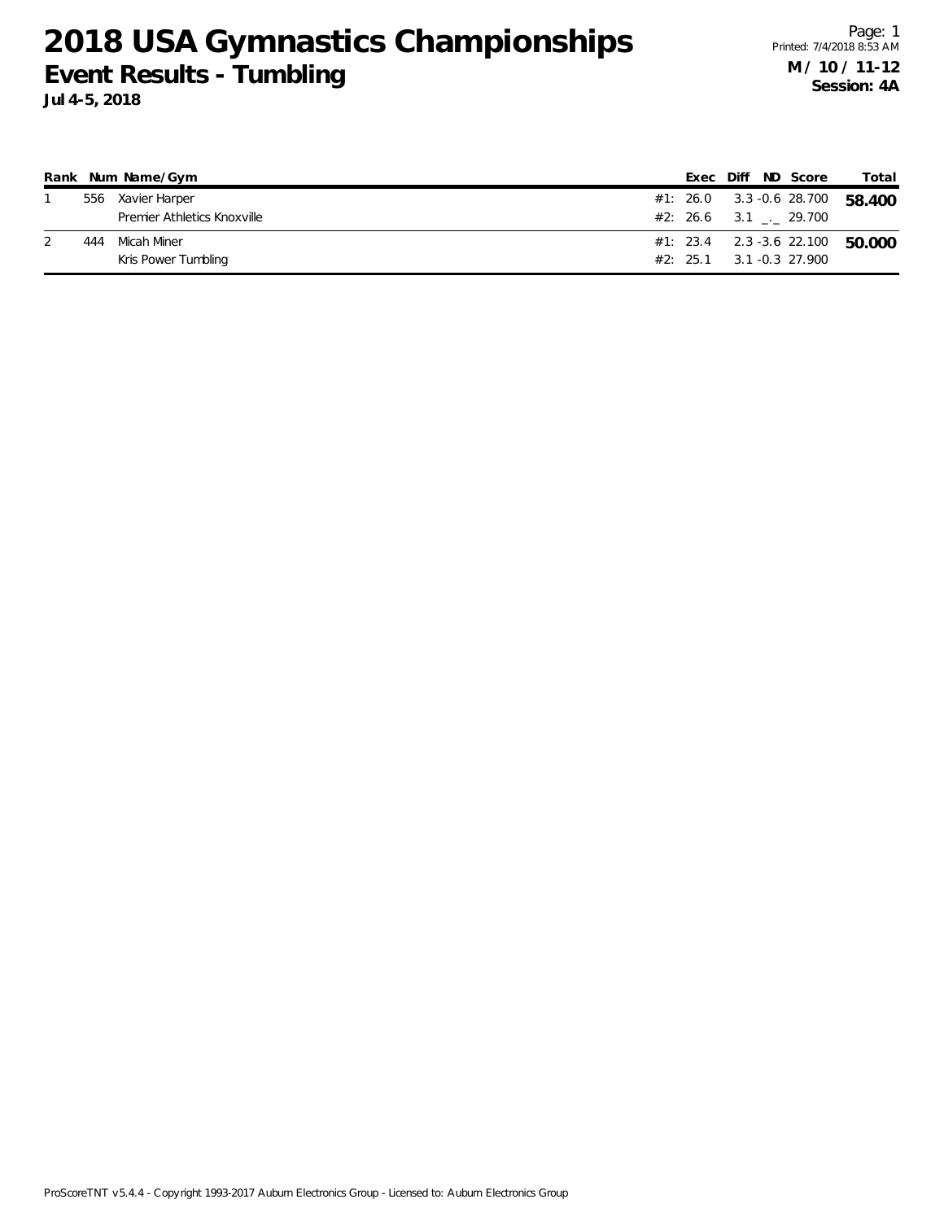# 2018 USA Gymnastics Championships

## Event Results - Tumbling

**Jul 4-5, 2018**

**M / 10 / 11-12**
**Session: 4A**

| Rank | Num | Name/Gym | | Exec | Diff | ND | Score | Total |
|---|---|---|---|---|---|---|---|---|
| 1 | 556 | Xavier Harper | #1: | 26.0 | 3.3 | -0.6 | 28.700 | **58.400** |
| | | Premier Athletics Knoxville | #2: | 26.6 | 3.1 | _._ | 29.700 | |
| 2 | 444 | Micah Miner | #1: | 23.4 | 2.3 | -3.6 | 22.100 | **50.000** |
| | | Kris Power Tumbling | #2: | 25.1 | 3.1 | -0.3 | 27.900 | |

ProScoreTNT v5.4.4 - Copyright 1993-2017 Auburn Electronics Group - Licensed to: Auburn Electronics Group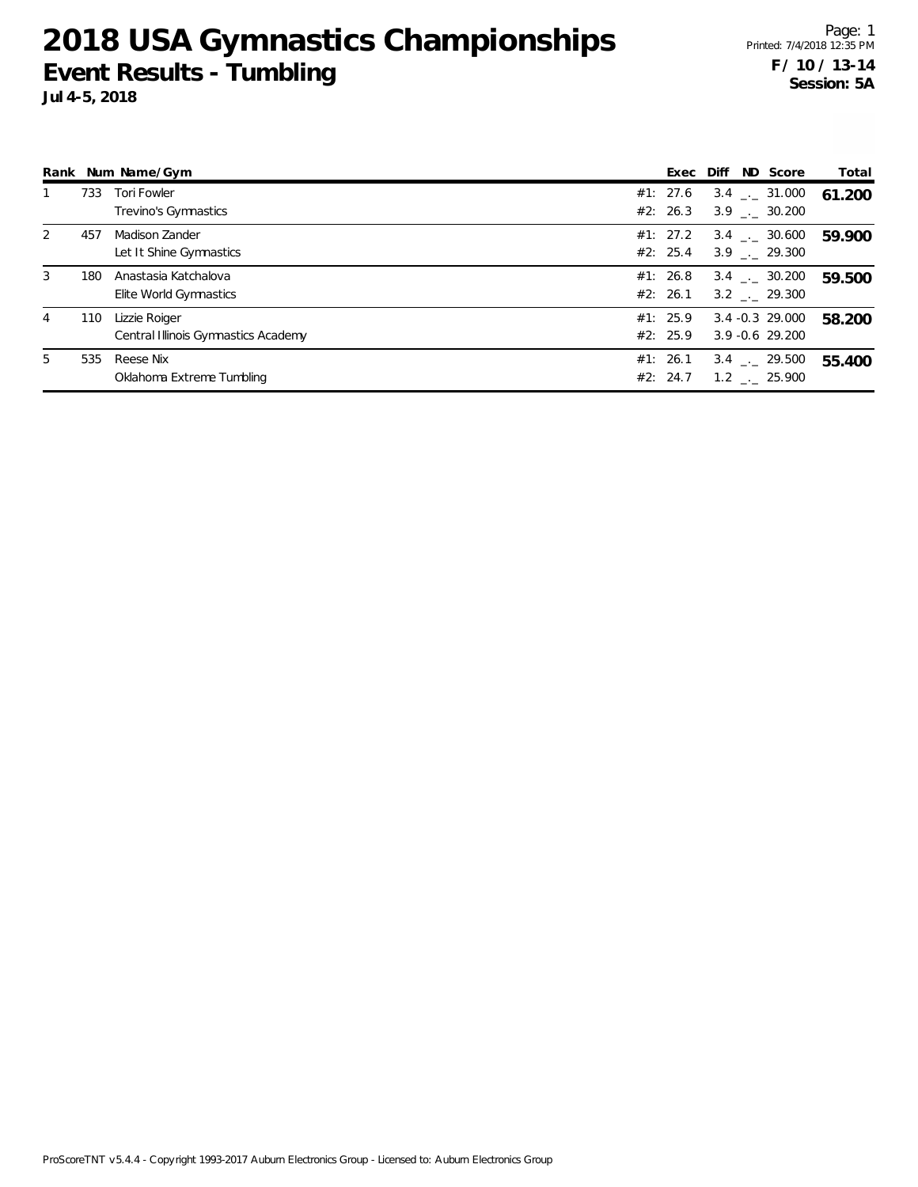# 2018 USA Gymnastics Championships

## Event Results - Tumbling

**Jul 4-5, 2018**

Page: 1
Printed: 7/4/2018 12:35 PM

**F / 10 / 13-14**
**Session: 5A**

| Rank | Num | Name/Gym | | Exec | Diff | ND | Score | Total |
|---|---|---|---|---|---|---|---|---|
| 1 | 733 | Tori Fowler | #1: | 27.6 | 3.4 | _._ | 31.000 | 61.200 |
| | | Trevino's Gymnastics | #2: | 26.3 | 3.9 | _._ | 30.200 | |
| 2 | 457 | Madison Zander | #1: | 27.2 | 3.4 | _._ | 30.600 | 59.900 |
| | | Let It Shine Gymnastics | #2: | 25.4 | 3.9 | _._ | 29.300 | |
| 3 | 180 | Anastasia Katchalova | #1: | 26.8 | 3.4 | _._ | 30.200 | 59.500 |
| | | Elite World Gymnastics | #2: | 26.1 | 3.2 | _._ | 29.300 | |
| 4 | 110 | Lizzie Roiger | #1: | 25.9 | 3.4 | -0.3 | 29.000 | 58.200 |
| | | Central Illinois Gymnastics Academy | #2: | 25.9 | 3.9 | -0.6 | 29.200 | |
| 5 | 535 | Reese Nix | #1: | 26.1 | 3.4 | _._ | 29.500 | 55.400 |
| | | Oklahoma Extreme Tumbling | #2: | 24.7 | 1.2 | _._ | 25.900 | |

ProScoreTNT v5.4.4 - Copyright 1993-2017 Auburn Electronics Group - Licensed to: Auburn Electronics Group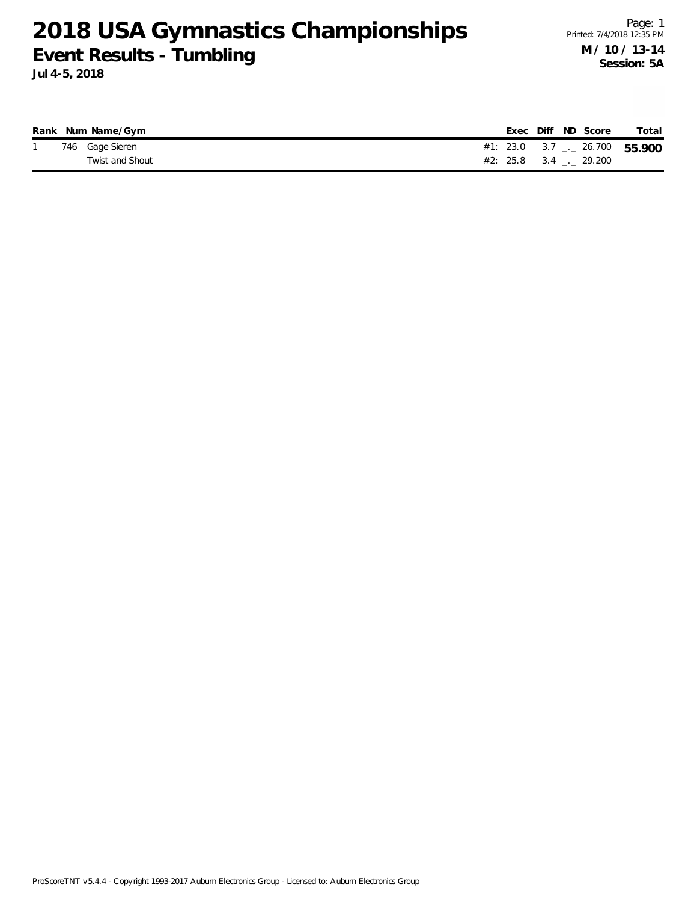# 2018 USA Gymnastics Championships

## Event Results - Tumbling

**Jul 4-5, 2018**

**M / 10 / 13-14**
**Session: 5A**

| Rank | Num | Name/Gym | | Exec | Diff | ND | Score | Total |
|---|---|---|---|---|---|---|---|---|
| 1 | 746 | Gage Sieren | #1: | 23.0 | 3.7 | _._ | 26.700 | **55.900** |
| | | Twist and Shout | #2: | 25.8 | 3.4 | _._ | 29.200 | |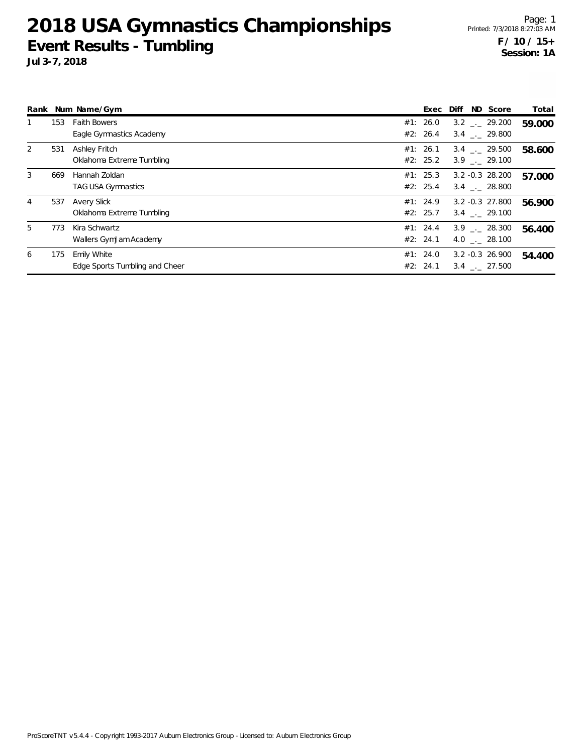# 2018 USA Gymnastics Championships

## Event Results - Tumbling

**Jul 3-7, 2018**

Page: 1
Printed: 7/3/2018 8:27:03 AM

**F / 10 / 15+**
**Session: 1A**

| Rank | Num | Name/Gym | | Exec | Diff | ND | Score | Total |
|---|---|---|---|---|---|---|---|---|
| 1 | 153 | Faith Bowers | #1: | 26.0 | 3.2 | _._ | 29.200 | **59.000** |
| | | Eagle Gymnastics Academy | #2: | 26.4 | 3.4 | _._ | 29.800 | |
| 2 | 531 | Ashley Fritch | #1: | 26.1 | 3.4 | _._ | 29.500 | **58.600** |
| | | Oklahoma Extreme Tumbling | #2: | 25.2 | 3.9 | _._ | 29.100 | |
| 3 | 669 | Hannah Zoldan | #1: | 25.3 | 3.2 | -0.3 | 28.200 | **57.000** |
| | | TAG USA Gymnastics | #2: | 25.4 | 3.4 | _._ | 28.800 | |
| 4 | 537 | Avery Slick | #1: | 24.9 | 3.2 | -0.3 | 27.800 | **56.900** |
| | | Oklahoma Extreme Tumbling | #2: | 25.7 | 3.4 | _._ | 29.100 | |
| 5 | 773 | Kira Schwartz | #1: | 24.4 | 3.9 | _._ | 28.300 | **56.400** |
| | | Wallers GymJam Academy | #2: | 24.1 | 4.0 | _._ | 28.100 | |
| 6 | 175 | Emily White | #1: | 24.0 | 3.2 | -0.3 | 26.900 | **54.400** |
| | | Edge Sports Tumbling and Cheer | #2: | 24.1 | 3.4 | _._ | 27.500 | |

ProScoreTNT v5.4.4 - Copyright 1993-2017 Auburn Electronics Group - Licensed to: Auburn Electronics Group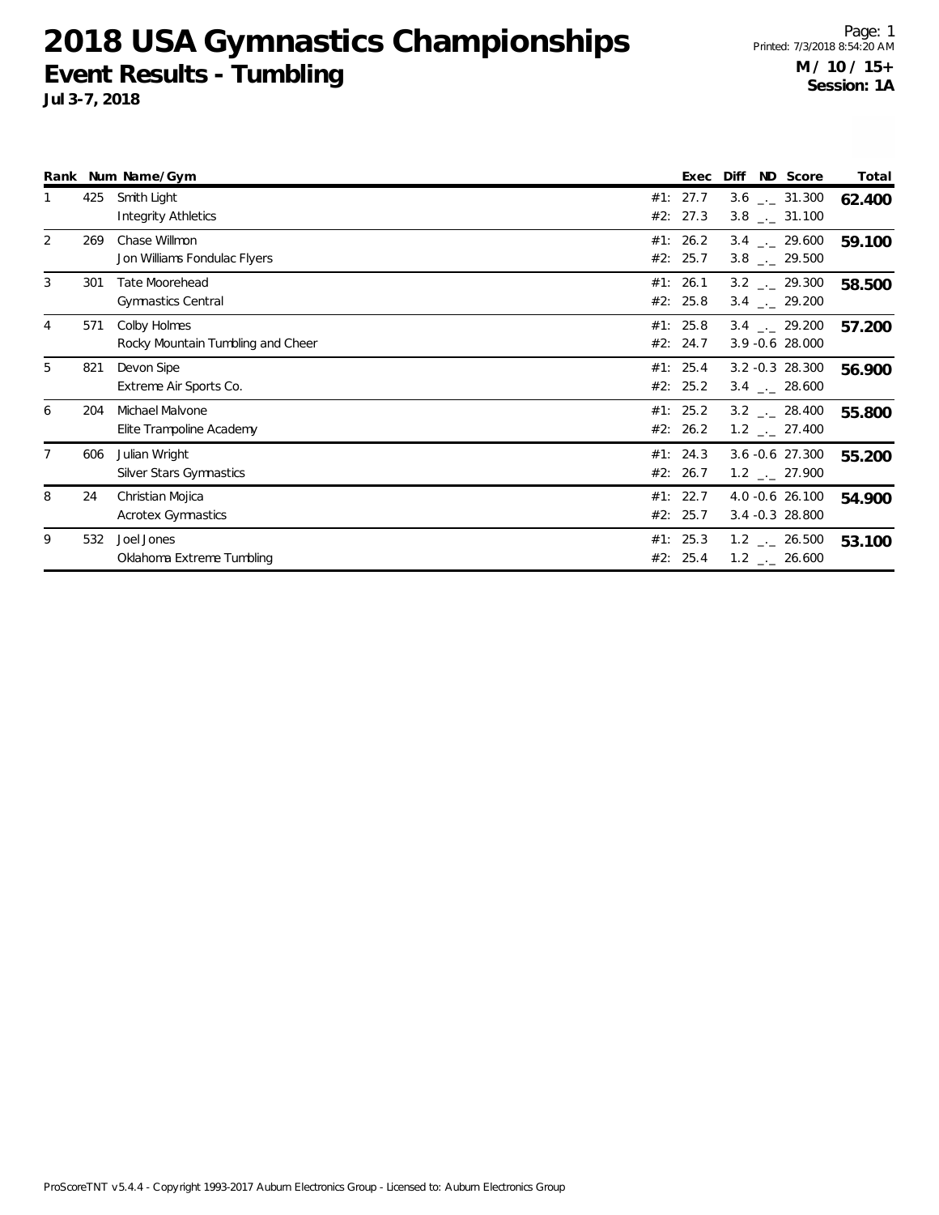# 2018 USA Gymnastics Championships
## Event Results - Tumbling
**Jul 3-7, 2018**

Printed: 7/3/2018 8:54:20 AM
**M / 10 / 15+**
**Session: 1A**

| Rank | Num | Name/Gym | | Exec | Diff | ND | Score | Total |
|---|---|---|---|---|---|---|---|---|
| 1 | 425 | Smith Light | #1: | 27.7 | 3.6 | _._ | 31.300 | **62.400** |
| | | Integrity Athletics | #2: | 27.3 | 3.8 | _._ | 31.100 | |
| 2 | 269 | Chase Willmon | #1: | 26.2 | 3.4 | _._ | 29.600 | **59.100** |
| | | Jon Williams Fondulac Flyers | #2: | 25.7 | 3.8 | _._ | 29.500 | |
| 3 | 301 | Tate Moorehead | #1: | 26.1 | 3.2 | _._ | 29.300 | **58.500** |
| | | Gymnastics Central | #2: | 25.8 | 3.4 | _._ | 29.200 | |
| 4 | 571 | Colby Holmes | #1: | 25.8 | 3.4 | _._ | 29.200 | **57.200** |
| | | Rocky Mountain Tumbling and Cheer | #2: | 24.7 | 3.9 | -0.6 | 28.000 | |
| 5 | 821 | Devon Sipe | #1: | 25.4 | 3.2 | -0.3 | 28.300 | **56.900** |
| | | Extreme Air Sports Co. | #2: | 25.2 | 3.4 | _._ | 28.600 | |
| 6 | 204 | Michael Malvone | #1: | 25.2 | 3.2 | _._ | 28.400 | **55.800** |
| | | Elite Trampoline Academy | #2: | 26.2 | 1.2 | _._ | 27.400 | |
| 7 | 606 | Julian Wright | #1: | 24.3 | 3.6 | -0.6 | 27.300 | **55.200** |
| | | Silver Stars Gymnastics | #2: | 26.7 | 1.2 | _._ | 27.900 | |
| 8 | 24 | Christian Mojica | #1: | 22.7 | 4.0 | -0.6 | 26.100 | **54.900** |
| | | Acrotex Gymnastics | #2: | 25.7 | 3.4 | -0.3 | 28.800 | |
| 9 | 532 | Joel Jones | #1: | 25.3 | 1.2 | _._ | 26.500 | **53.100** |
| | | Oklahoma Extreme Tumbling | #2: | 25.4 | 1.2 | _._ | 26.600 | |

ProScoreTNT v5.4.4 - Copyright 1993-2017 Auburn Electronics Group - Licensed to: Auburn Electronics Group